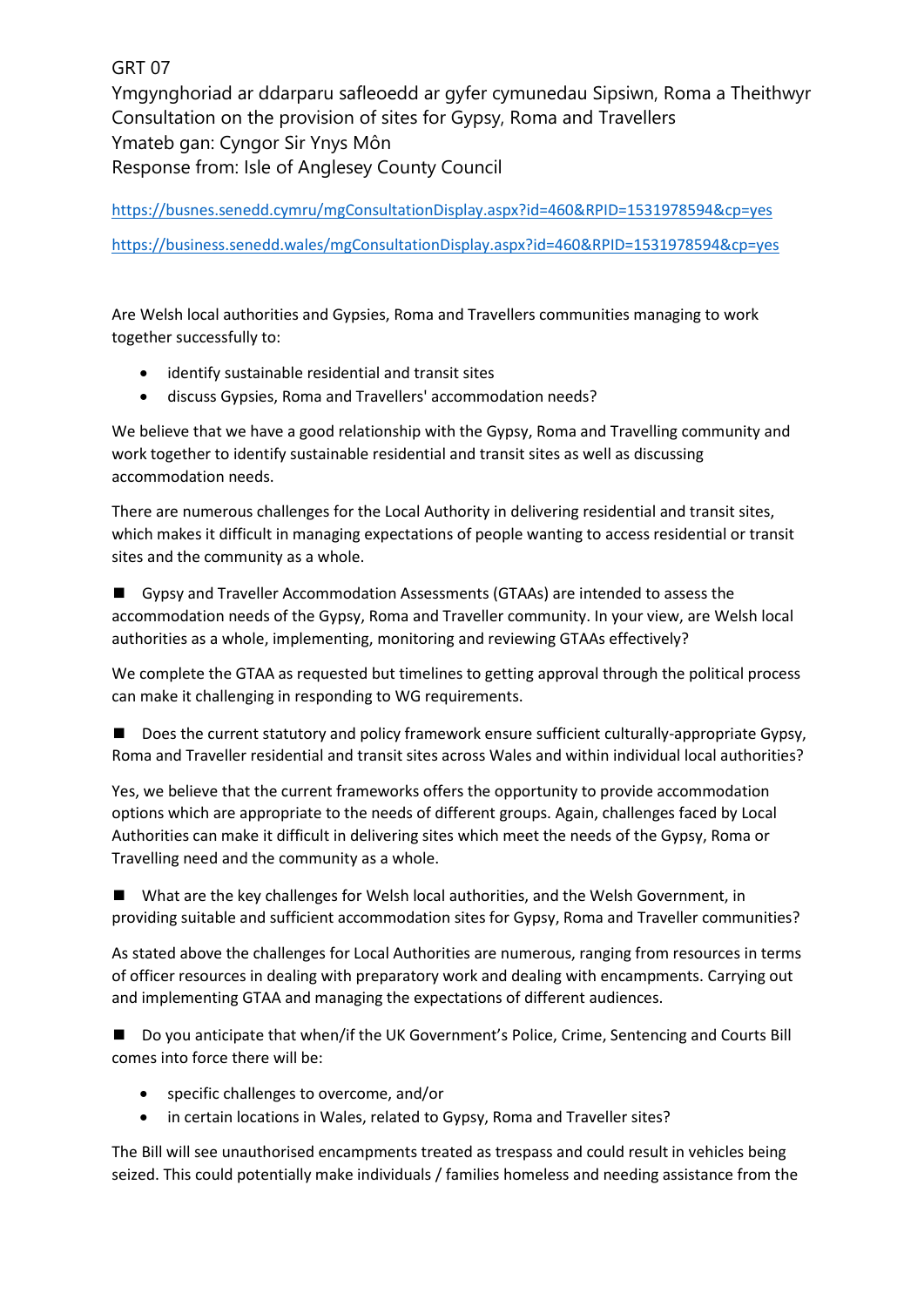GRT 07

Ymgynghoriad ar ddarparu safleoedd ar gyfer cymunedau Sipsiwn, Roma a Theithwyr

Consultation on the provision of sites for Gypsy, Roma and Travellers

Ymateb gan: Cyngor Sir Ynys Môn

Response from: Isle of Anglesey County Council

https://busnes.senedd.cymru/mgConsultationDisplay.aspx?id=460&RPID=1531978594&cp=yes

https://business.senedd.wales/mgConsultationDisplay.aspx?id=460&RPID=1531978594&cp=yes

Are Welsh local authorities and Gypsies, Roma and Travellers communities managing to work together successfully to:

- identify sustainable residential and transit sites
- discuss Gypsies, Roma and Travellers' accommodation needs?

We believe that we have a good relationship with the Gypsy, Roma and Travelling community and work together to identify sustainable residential and transit sites as well as discussing accommodation needs.

There are numerous challenges for the Local Authority in delivering residential and transit sites, which makes it difficult in managing expectations of people wanting to access residential or transit sites and the community as a whole.

■ Gypsy and Traveller Accommodation Assessments (GTAAs) are intended to assess the accommodation needs of the Gypsy, Roma and Traveller community. In your view, are Welsh local authorities as a whole, implementing, monitoring and reviewing GTAAs effectively?

We complete the GTAA as requested but timelines to getting approval through the political process can make it challenging in responding to WG requirements.

■ Does the current statutory and policy framework ensure sufficient culturally-appropriate Gypsy, Roma and Traveller residential and transit sites across Wales and within individual local authorities?

Yes, we believe that the current frameworks offers the opportunity to provide accommodation options which are appropriate to the needs of different groups. Again, challenges faced by Local Authorities can make it difficult in delivering sites which meet the needs of the Gypsy, Roma or Travelling need and the community as a whole.

■ What are the key challenges for Welsh local authorities, and the Welsh Government, in providing suitable and sufficient accommodation sites for Gypsy, Roma and Traveller communities?

As stated above the challenges for Local Authorities are numerous, ranging from resources in terms of officer resources in dealing with preparatory work and dealing with encampments. Carrying out and implementing GTAA and managing the expectations of different audiences.

■ Do you anticipate that when/if the UK Government's Police, Crime, Sentencing and Courts Bill comes into force there will be:

- specific challenges to overcome, and/or
- in certain locations in Wales, related to Gypsy, Roma and Traveller sites?

The Bill will see unauthorised encampments treated as trespass and could result in vehicles being seized. This could potentially make individuals / families homeless and needing assistance from the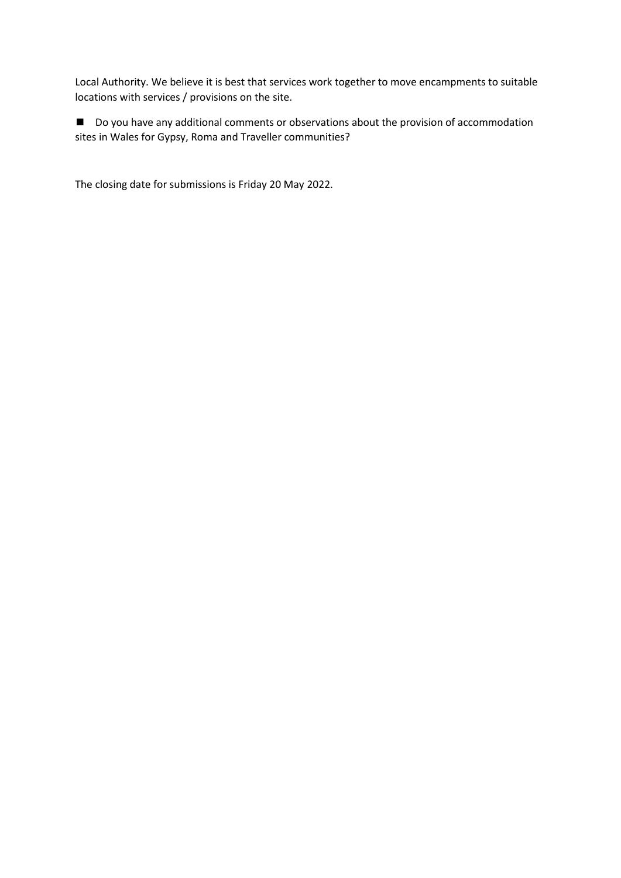Local Authority. We believe it is best that services work together to move encampments to suitable locations with services / provisions on the site.

- Do you have any additional comments or observations about the provision of accommodation sites in Wales for Gypsy, Roma and Traveller communities?

The closing date for submissions is Friday 20 May 2022.